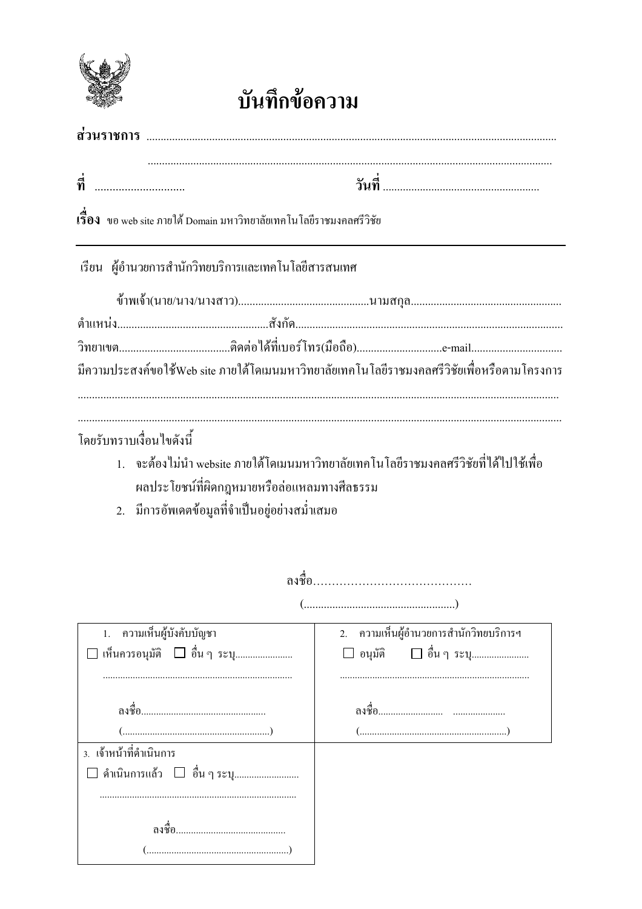# บันทึกข้อความ

**ส่วนราชการ** ..........................................................................................................................................

..........................................................................................................................................

**ที่** .............................. **วันที่** ......................................................

**เรื่อง** ขอ web site ภายใต้ Domain มหาวิทยาลัยเทคโนโลยีราชมงคลศรีวิชัย

---

เรียน ผู้อำนวยการสำนักวิทยบริการและเทคโนโลยีสารสนเทศ

ข้าพเจ้า(นาย/นาง/นางสาว)..............................................นามสกุล.....................................................

ตำแหน่ง.....................................................สังกัด..............................................................................................

วิทยาเขต.......................................ติดต่อได้ที่เบอร์โทร(มือถือ)..............................e-mail................................

มีความประสงค์ขอใช้Web site ภายใต้โดเมนมหาวิทยาลัยเทคโนโลยีราชมงคลศรีวิชัยเพื่อหรือตามโครงการ

......................................................................................................................................................................

......................................................................................................................................................................

โดยรับทราบเงื่อนไขดังนี้

1. จะต้องไม่นำ website ภายใต้โดเมนมหาวิทยาลัยเทคโนโลยีราชมงคลศรีวิชัยที่ได้ไปใช้เพื่อผลประโยชน์ที่ผิดกฎหมายหรือล่อแหลมทางศีลธรรม
2. มีการอัพเดตข้อมูลที่จำเป็นอยู่อย่างสม่ำเสมอ

ลงชื่อ……………………………………

(.....................................................)

| 1. ความเห็นผู้บังคับบัญชา<br>☐ เห็นควรอนุมัติ ☐ อื่น ๆ ระบุ.......................<br>...........................................................................<br><br>ลงชื่อ.................................................<br>(...........................................................) | 2. ความเห็นผู้อำนวยการสำนักวิทยบริการฯ<br>☐ อนุมัติ ☐ อื่น ๆ ระบุ.......................<br>...........................................................................<br><br>ลงชื่อ.......................... .....................<br>(...........................................................) |
|---|---|
| 3. เจ้าหน้าที่ดำเนินการ<br>☐ ดำเนินการแล้ว ☐ อื่น ๆ ระบุ..........................<br>.............................................................................<br><br>ลงชื่อ...........................................<br>(.........................................................) | |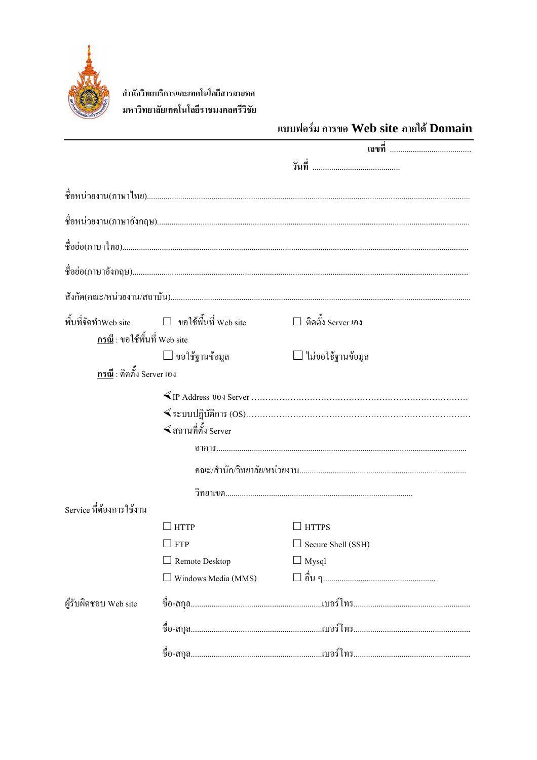สำนักวิทยบริการและเทคโนโลยีสารสนเทศ
มหาวิทยาลัยเทคโนโลยีราชมงคลศรีวิชัย

## แบบฟอร์ม การขอ **Web site** ภายใต้ **Domain**

**เลขที่** .......................................

**วันที่** ..........................................

ชื่อหน่วยงาน(ภาษาไทย)..........................................................................................................................................

ชื่อหน่วยงาน(ภาษาอังกฤษ)....................................................................................................................................

ชื่อย่อ(ภาษาไทย)....................................................................................................................................................

ชื่อย่อ(ภาษาอังกฤษ)...............................................................................................................................................

สังกัด(คณะ/หน่วยงาน/สถาบัน)..............................................................................................................................

พื้นที่จัดทำWeb site ☐ ขอใช้พื้นที่ Web site ☐ ติดตั้ง Server เอง

**กรณี** : ขอใช้พื้นที่ Web site

☐ ขอใช้ฐานข้อมูล ☐ ไม่ขอใช้ฐานข้อมูล

**กรณี** : ติดตั้ง Server เอง

- IP Address ของ Server ……………………………………………………………………
- ระบบปฏิบัติการ (OS)……………………………………………………………………
- สถานที่ตั้ง Server

  อาคาร......................................................................................................................

  คณะ/สำนัก/วิทยาลัย/หน่วยงาน...............................................................................

  วิทยาเขต.........................................................................................

Service ที่ต้องการใช้งาน

☐ HTTP ☐ HTTPS

☐ FTP ☐ Secure Shell (SSH)

☐ Remote Desktop ☐ Mysql

☐ Windows Media (MMS) ☐ อื่น ๆ......................................................

ผู้รับผิดชอบ Web site

ชื่อ-สกุล...............................................................เบอร์โทร........................................................

ชื่อ-สกุล...............................................................เบอร์โทร........................................................

ชื่อ-สกุล...............................................................เบอร์โทร........................................................